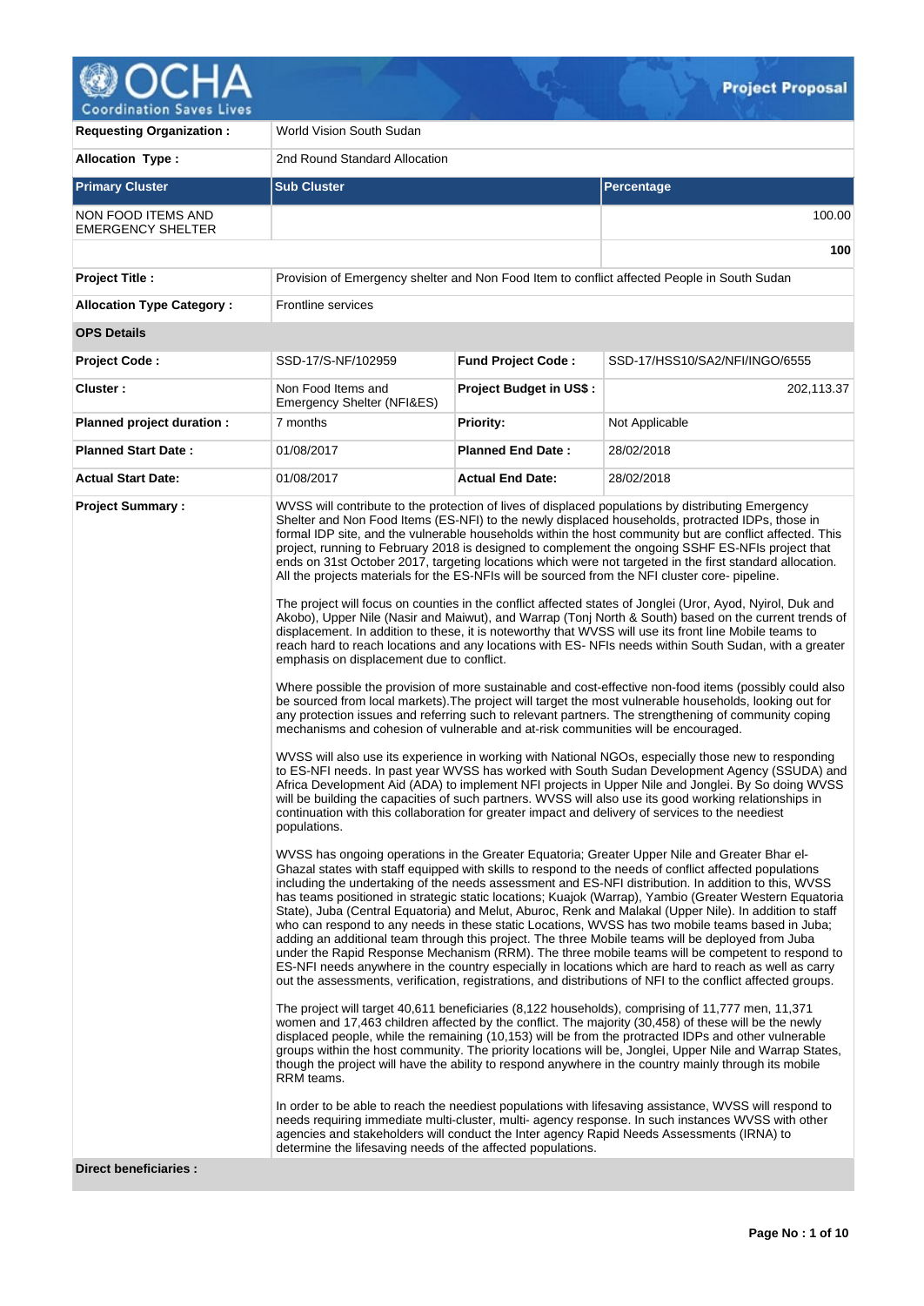| | | |
|---|---|---|
| **Requesting Organization :** | World Vision South Sudan | |
| **Allocation Type :** | 2nd Round Standard Allocation | |

| **Primary Cluster** | **Sub Cluster** | **Percentage** |
|---|---|---|
| NON FOOD ITEMS AND EMERGENCY SHELTER | | 100.00 |
| | | **100** |

| | |
|---|---|
| **Project Title :** | Provision of Emergency shelter and Non Food Item to conflict affected People in South Sudan |
| **Allocation Type Category :** | Frontline services |

**OPS Details**

| | | | |
|---|---|---|---|
| **Project Code :** | SSD-17/S-NF/102959 | **Fund Project Code :** | SSD-17/HSS10/SA2/NFI/INGO/6555 |
| **Cluster :** | Non Food Items and Emergency Shelter (NFI&ES) | **Project Budget in US$ :** | 202,113.37 |
| **Planned project duration :** | 7 months | **Priority:** | Not Applicable |
| **Planned Start Date :** | 01/08/2017 | **Planned End Date :** | 28/02/2018 |
| **Actual Start Date:** | 01/08/2017 | **Actual End Date:** | 28/02/2018 |

**Project Summary :**

WVSS will contribute to the protection of lives of displaced populations by distributing Emergency Shelter and Non Food Items (ES-NFI) to the newly displaced households, protracted IDPs, those in formal IDP site, and the vulnerable households within the host community but are conflict affected. This project, running to February 2018 is designed to complement the ongoing SSHF ES-NFIs project that ends on 31st October 2017, targeting locations which were not targeted in the first standard allocation. All the projects materials for the ES-NFIs will be sourced from the NFI cluster core- pipeline.

The project will focus on counties in the conflict affected states of Jonglei (Uror, Ayod, Nyirol, Duk and Akobo), Upper Nile (Nasir and Maiwut), and Warrap (Tonj North & South) based on the current trends of displacement. In addition to these, it is noteworthy that WVSS will use its front line Mobile teams to reach hard to reach locations and any locations with ES- NFIs needs within South Sudan, with a greater emphasis on displacement due to conflict.

Where possible the provision of more sustainable and cost-effective non-food items (possibly could also be sourced from local markets).The project will target the most vulnerable households, looking out for any protection issues and referring such to relevant partners. The strengthening of community coping mechanisms and cohesion of vulnerable and at-risk communities will be encouraged.

WVSS will also use its experience in working with National NGOs, especially those new to responding to ES-NFI needs. In past year WVSS has worked with South Sudan Development Agency (SSUDA) and Africa Development Aid (ADA) to implement NFI projects in Upper Nile and Jonglei. By So doing WVSS will be building the capacities of such partners. WVSS will also use its good working relationships in continuation with this collaboration for greater impact and delivery of services to the neediest populations.

WVSS has ongoing operations in the Greater Equatoria; Greater Upper Nile and Greater Bhar el-Ghazal states with staff equipped with skills to respond to the needs of conflict affected populations including the undertaking of the needs assessment and ES-NFI distribution. In addition to this, WVSS has teams positioned in strategic static locations; Kuajok (Warrap), Yambio (Greater Western Equatoria State), Juba (Central Equatoria) and Melut, Aburoc, Renk and Malakal (Upper Nile). In addition to staff who can respond to any needs in these static Locations, WVSS has two mobile teams based in Juba; adding an additional team through this project. The three Mobile teams will be deployed from Juba under the Rapid Response Mechanism (RRM). The three mobile teams will be competent to respond to ES-NFI needs anywhere in the country especially in locations which are hard to reach as well as carry out the assessments, verification, registrations, and distributions of NFI to the conflict affected groups.

The project will target 40,611 beneficiaries (8,122 households), comprising of 11,777 men, 11,371 women and 17,463 children affected by the conflict. The majority (30,458) of these will be the newly displaced people, while the remaining (10,153) will be from the protracted IDPs and other vulnerable groups within the host community. The priority locations will be, Jonglei, Upper Nile and Warrap States, though the project will have the ability to respond anywhere in the country mainly through its mobile RRM teams.

In order to be able to reach the neediest populations with lifesaving assistance, WVSS will respond to needs requiring immediate multi-cluster, multi- agency response. In such instances WVSS with other agencies and stakeholders will conduct the Inter agency Rapid Needs Assessments (IRNA) to determine the lifesaving needs of the affected populations.

**Direct beneficiaries :**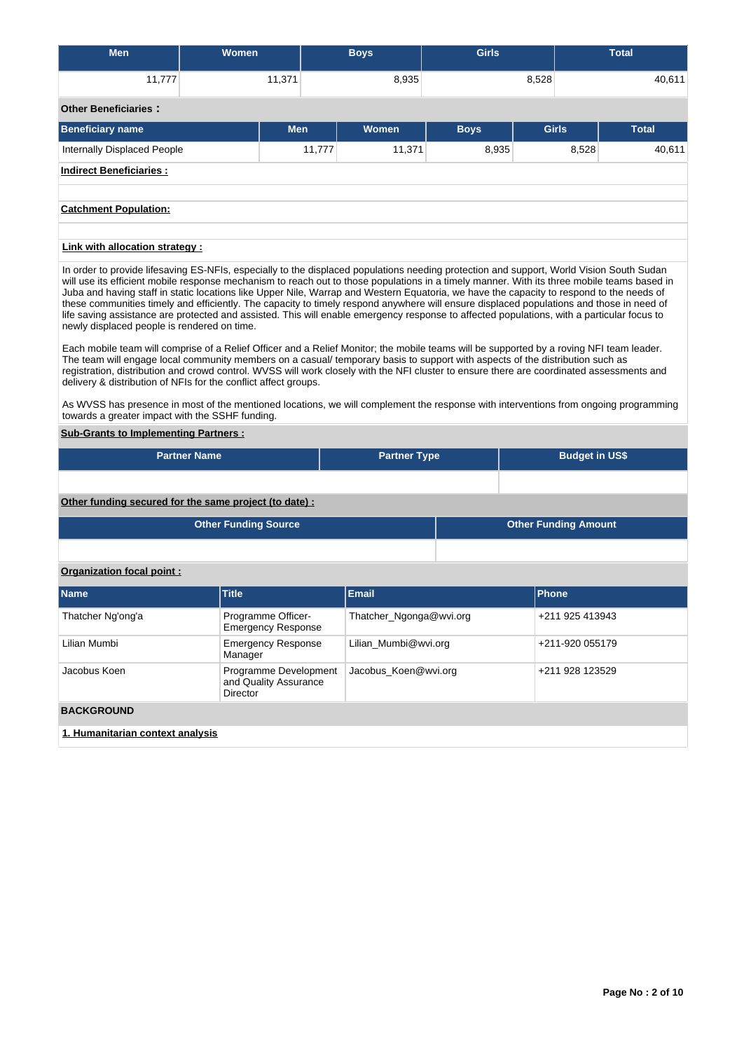| Men | Women | Boys | Girls | Total |
|---|---|---|---|---|
| 11,777 | 11,371 | 8,935 | 8,528 | 40,611 |

**Other Beneficiaries :**

| Beneficiary name | Men | Women | Boys | Girls | Total |
|---|---|---|---|---|---|
| Internally Displaced People | 11,777 | 11,371 | 8,935 | 8,528 | 40,611 |

**Indirect Beneficiaries :**

**Catchment Population:**

**Link with allocation strategy :**

In order to provide lifesaving ES-NFIs, especially to the displaced populations needing protection and support, World Vision South Sudan will use its efficient mobile response mechanism to reach out to those populations in a timely manner. With its three mobile teams based in Juba and having staff in static locations like Upper Nile, Warrap and Western Equatoria, we have the capacity to respond to the needs of these communities timely and efficiently. The capacity to timely respond anywhere will ensure displaced populations and those in need of life saving assistance are protected and assisted. This will enable emergency response to affected populations, with a particular focus to newly displaced people is rendered on time.

Each mobile team will comprise of a Relief Officer and a Relief Monitor; the mobile teams will be supported by a roving NFI team leader. The team will engage local community members on a casual/ temporary basis to support with aspects of the distribution such as registration, distribution and crowd control. WVSS will work closely with the NFI cluster to ensure there are coordinated assessments and delivery & distribution of NFIs for the conflict affect groups.

As WVSS has presence in most of the mentioned locations, we will complement the response with interventions from ongoing programming towards a greater impact with the SSHF funding.

**Sub-Grants to Implementing Partners :**

| Partner Name | Partner Type | Budget in US$ |
|---|---|---|
| | | |

**Other funding secured for the same project (to date) :**

| Other Funding Source | Other Funding Amount |
|---|---|
| | |

**Organization focal point :**

| Name | Title | Email | Phone |
|---|---|---|---|
| Thatcher Ng'ong'a | Programme Officer-Emergency Response | Thatcher_Ngonga@wvi.org | +211 925 413943 |
| Lilian Mumbi | Emergency Response Manager | Lilian_Mumbi@wvi.org | +211-920 055179 |
| Jacobus Koen | Programme Development and Quality Assurance Director | Jacobus_Koen@wvi.org | +211 928 123529 |

## BACKGROUND

**1. Humanitarian context analysis**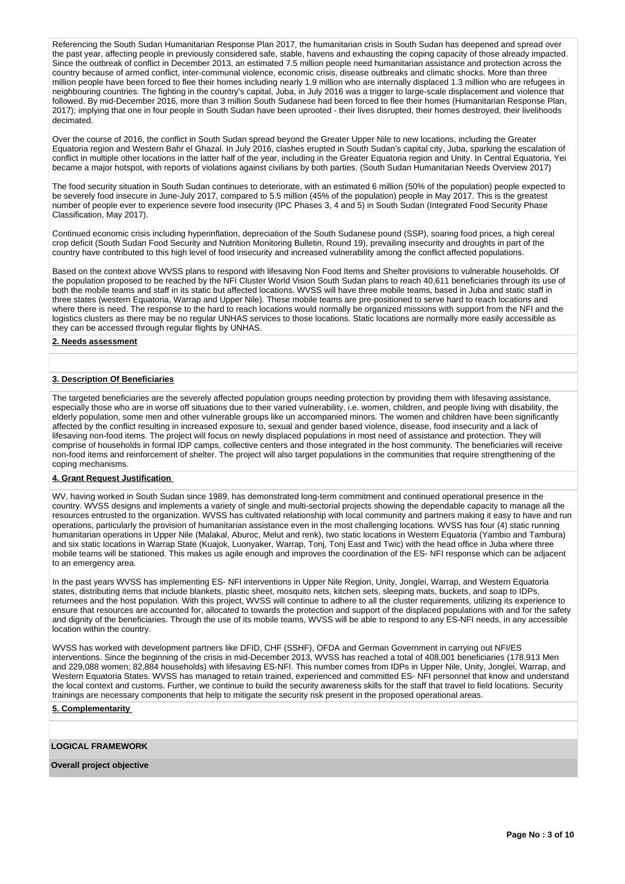Referencing the South Sudan Humanitarian Response Plan 2017, the humanitarian crisis in South Sudan has deepened and spread over the past year, affecting people in previously considered safe, stable, havens and exhausting the coping capacity of those already impacted. Since the outbreak of conflict in December 2013, an estimated 7.5 million people need humanitarian assistance and protection across the country because of armed conflict, inter-communal violence, economic crisis, disease outbreaks and climatic shocks. More than three million people have been forced to flee their homes including nearly 1.9 million who are internally displaced 1.3 million who are refugees in neighbouring countries. The fighting in the country's capital, Juba, in July 2016 was a trigger to large-scale displacement and violence that followed. By mid-December 2016, more than 3 million South Sudanese had been forced to flee their homes (Humanitarian Response Plan, 2017); implying that one in four people in South Sudan have been uprooted - their lives disrupted, their homes destroyed, their livelihoods decimated.

Over the course of 2016, the conflict in South Sudan spread beyond the Greater Upper Nile to new locations, including the Greater Equatoria region and Western Bahr el Ghazal. In July 2016, clashes erupted in South Sudan's capital city, Juba, sparking the escalation of conflict in multiple other locations in the latter half of the year, including in the Greater Equatoria region and Unity. In Central Equatoria, Yei became a major hotspot, with reports of violations against civilians by both parties. (South Sudan Humanitarian Needs Overview 2017)

The food security situation in South Sudan continues to deteriorate, with an estimated 6 million (50% of the population) people expected to be severely food insecure in June-July 2017, compared to 5.5 million (45% of the population) people in May 2017. This is the greatest number of people ever to experience severe food insecurity (IPC Phases 3, 4 and 5) in South Sudan (Integrated Food Security Phase Classification, May 2017).

Continued economic crisis including hyperinflation, depreciation of the South Sudanese pound (SSP), soaring food prices, a high cereal crop deficit (South Sudan Food Security and Nutrition Monitoring Bulletin, Round 19), prevailing insecurity and droughts in part of the country have contributed to this high level of food insecurity and increased vulnerability among the conflict affected populations.

Based on the context above WVSS plans to respond with lifesaving Non Food Items and Shelter provisions to vulnerable households. Of the population proposed to be reached by the NFI Cluster World Vision South Sudan plans to reach 40,611 beneficiaries through its use of both the mobile teams and staff in its static but affected locations. WVSS will have three mobile teams, based in Juba and static staff in three states (western Equatoria, Warrap and Upper Nile). These mobile teams are pre-positioned to serve hard to reach locations and where there is need. The response to the hard to reach locations would normally be organized missions with support from the NFI and the logistics clusters as there may be no regular UNHAS services to those locations. Static locations are normally more easily accessible as they can be accessed through regular flights by UNHAS.

**2. Needs assessment**

**3. Description Of Beneficiaries**

The targeted beneficiaries are the severely affected population groups needing protection by providing them with lifesaving assistance, especially those who are in worse off situations due to their varied vulnerability, i.e. women, children, and people living with disability, the elderly population, some men and other vulnerable groups like un accompanied minors. The women and children have been significantly affected by the conflict resulting in increased exposure to, sexual and gender based violence, disease, food insecurity and a lack of lifesaving non-food items. The project will focus on newly displaced populations in most need of assistance and protection. They will comprise of households in formal IDP camps, collective centers and those integrated in the host community. The beneficiaries will receive non-food items and reinforcement of shelter. The project will also target populations in the communities that require strengthening of the coping mechanisms.

**4. Grant Request Justification**

WV, having worked in South Sudan since 1989, has demonstrated long-term commitment and continued operational presence in the country. WVSS designs and implements a variety of single and multi-sectorial projects showing the dependable capacity to manage all the resources entrusted to the organization. WVSS has cultivated relationship with local community and partners making it easy to have and run operations, particularly the provision of humanitarian assistance even in the most challenging locations. WVSS has four (4) static running humanitarian operations in Upper Nile (Malakal, Aburoc, Melut and renk), two static locations in Western Equatoria (Yambio and Tambura) and six static locations in Warrap State (Kuajok, Luonyaker, Warrap, Tonj, Tonj East and Twic) with the head office in Juba where three mobile teams will be stationed. This makes us agile enough and improves the coordination of the ES- NFI response which can be adjacent to an emergency area.

In the past years WVSS has implementing ES- NFI interventions in Upper Nile Region, Unity, Jonglei, Warrap, and Western Equatoria states, distributing items that include blankets, plastic sheet, mosquito nets, kitchen sets, sleeping mats, buckets, and soap to IDPs, returnees and the host population. With this project, WVSS will continue to adhere to all the cluster requirements, utilizing its experience to ensure that resources are accounted for, allocated to towards the protection and support of the displaced populations with and for the safety and dignity of the beneficiaries. Through the use of its mobile teams, WVSS will be able to respond to any ES-NFI needs, in any accessible location within the country.

WVSS has worked with development partners like DFID, CHF (SSHF), OFDA and German Government in carrying out NFI/ES interventions. Since the beginning of the crisis in mid-December 2013, WVSS has reached a total of 408,001 beneficiaries (178,913 Men and 229,088 women; 82,884 households) with lifesaving ES-NFI. This number comes from IDPs in Upper Nile, Unity, Jonglei, Warrap, and Western Equatoria States. WVSS has managed to retain trained, experienced and committed ES- NFI personnel that know and understand the local context and customs. Further, we continue to build the security awareness skills for the staff that travel to field locations. Security trainings are necessary components that help to mitigate the security risk present in the proposed operational areas.

**5. Complementarity**

**LOGICAL FRAMEWORK**

**Overall project objective**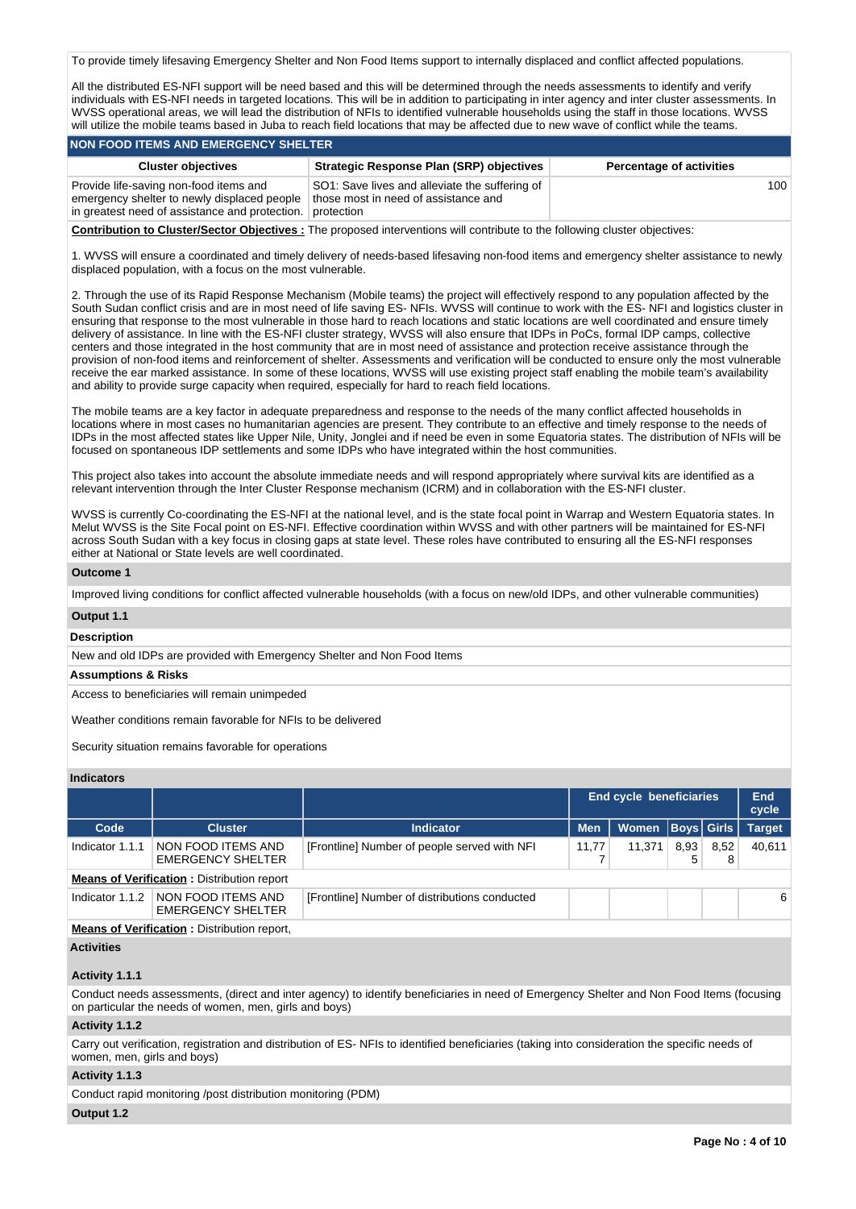To provide timely lifesaving Emergency Shelter and Non Food Items support to internally displaced and conflict affected populations.

All the distributed ES-NFI support will be need based and this will be determined through the needs assessments to identify and verify individuals with ES-NFI needs in targeted locations. This will be in addition to participating in inter agency and inter cluster assessments. In WVSS operational areas, we will lead the distribution of NFIs to identified vulnerable households using the staff in those locations. WVSS will utilize the mobile teams based in Juba to reach field locations that may be affected due to new wave of conflict while the teams.

## NON FOOD ITEMS AND EMERGENCY SHELTER

| Cluster objectives | Strategic Response Plan (SRP) objectives | Percentage of activities |
|---|---|---|
| Provide life-saving non-food items and emergency shelter to newly displaced people in greatest need of assistance and protection. | SO1: Save lives and alleviate the suffering of those most in need of assistance and protection | 100 |

**Contribution to Cluster/Sector Objectives :** The proposed interventions will contribute to the following cluster objectives:

1. WVSS will ensure a coordinated and timely delivery of needs-based lifesaving non-food items and emergency shelter assistance to newly displaced population, with a focus on the most vulnerable.

2. Through the use of its Rapid Response Mechanism (Mobile teams) the project will effectively respond to any population affected by the South Sudan conflict crisis and are in most need of life saving ES- NFIs. WVSS will continue to work with the ES- NFI and logistics cluster in ensuring that response to the most vulnerable in those hard to reach locations and static locations are well coordinated and ensure timely delivery of assistance. In line with the ES-NFI cluster strategy, WVSS will also ensure that IDPs in PoCs, formal IDP camps, collective centers and those integrated in the host community that are in most need of assistance and protection receive assistance through the provision of non-food items and reinforcement of shelter. Assessments and verification will be conducted to ensure only the most vulnerable receive the ear marked assistance. In some of these locations, WVSS will use existing project staff enabling the mobile team's availability and ability to provide surge capacity when required, especially for hard to reach field locations.

The mobile teams are a key factor in adequate preparedness and response to the needs of the many conflict affected households in locations where in most cases no humanitarian agencies are present. They contribute to an effective and timely response to the needs of IDPs in the most affected states like Upper Nile, Unity, Jonglei and if need be even in some Equatoria states. The distribution of NFIs will be focused on spontaneous IDP settlements and some IDPs who have integrated within the host communities.

This project also takes into account the absolute immediate needs and will respond appropriately where survival kits are identified as a relevant intervention through the Inter Cluster Response mechanism (ICRM) and in collaboration with the ES-NFI cluster.

WVSS is currently Co-coordinating the ES-NFI at the national level, and is the state focal point in Warrap and Western Equatoria states. In Melut WVSS is the Site Focal point on ES-NFI. Effective coordination within WVSS and with other partners will be maintained for ES-NFI across South Sudan with a key focus in closing gaps at state level. These roles have contributed to ensuring all the ES-NFI responses either at National or State levels are well coordinated.

**Outcome 1**

Improved living conditions for conflict affected vulnerable households (with a focus on new/old IDPs, and other vulnerable communities)

**Output 1.1**

**Description**

New and old IDPs are provided with Emergency Shelter and Non Food Items

**Assumptions & Risks**

Access to beneficiaries will remain unimpeded

Weather conditions remain favorable for NFIs to be delivered

Security situation remains favorable for operations

**Indicators**

| | | | End cycle beneficiaries | | | | End cycle |
|---|---|---|---|---|---|---|---|
| Code | Cluster | Indicator | Men | Women | Boys | Girls | Target |
| Indicator 1.1.1 | NON FOOD ITEMS AND EMERGENCY SHELTER | [Frontline] Number of people served with NFI | 11,777 | 11,371 | 8,935 | 8,528 | 40,611 |
| **Means of Verification** : Distribution report | | | | | | | |
| Indicator 1.1.2 | NON FOOD ITEMS AND EMERGENCY SHELTER | [Frontline] Number of distributions conducted | | | | | 6 |
| **Means of Verification** : Distribution report, | | | | | | | |

**Activities**

**Activity 1.1.1**

Conduct needs assessments, (direct and inter agency) to identify beneficiaries in need of Emergency Shelter and Non Food Items (focusing on particular the needs of women, men, girls and boys)

**Activity 1.1.2**

Carry out verification, registration and distribution of ES- NFIs to identified beneficiaries (taking into consideration the specific needs of women, men, girls and boys)

**Activity 1.1.3**

Conduct rapid monitoring /post distribution monitoring (PDM)

**Output 1.2**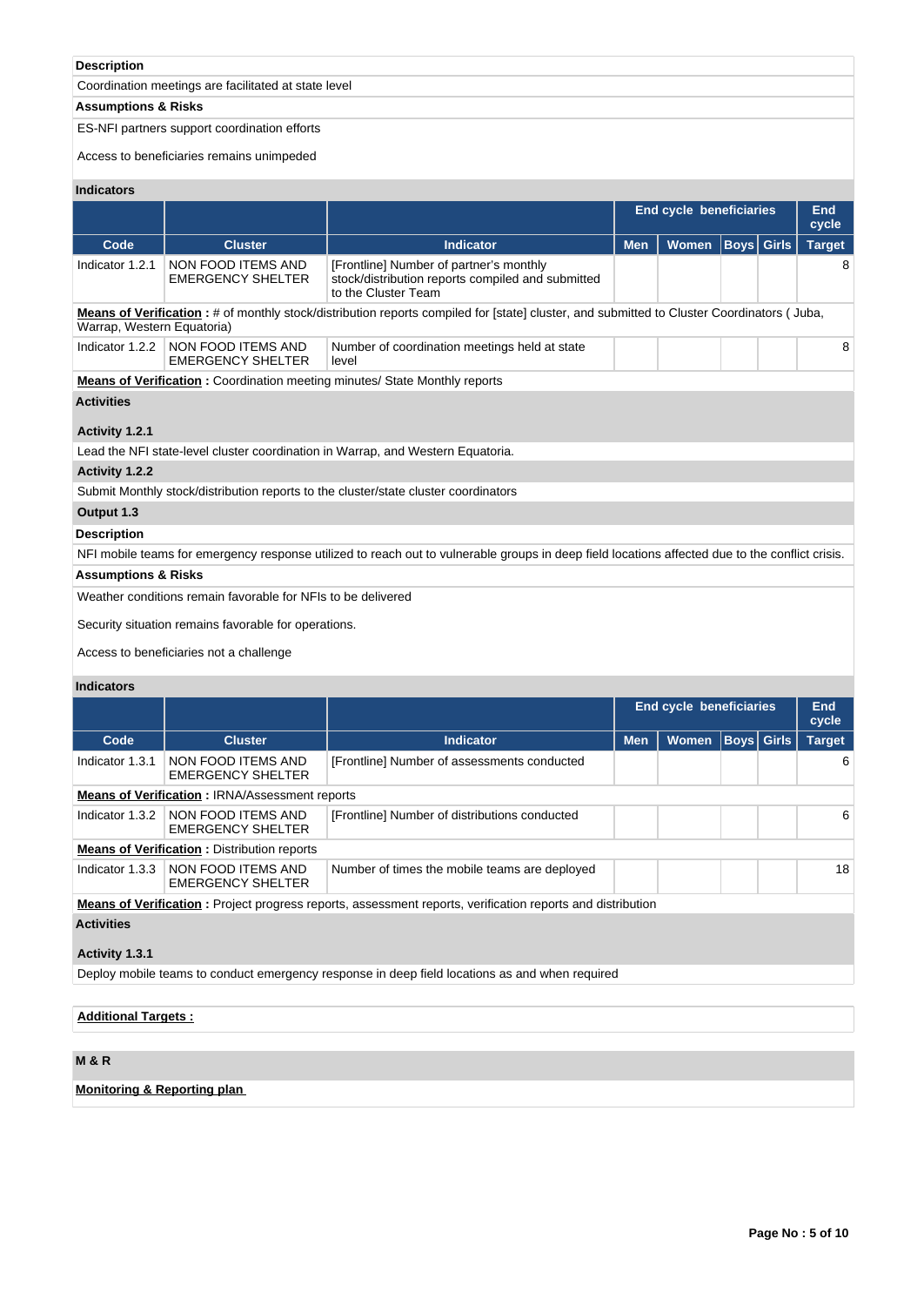**Description**

Coordination meetings are facilitated at state level

**Assumptions & Risks**

ES-NFI partners support coordination efforts

Access to beneficiaries remains unimpeded

**Indicators**

| | | | End cycle beneficiaries | | | | End cycle |
|---|---|---|---|---|---|---|---|
| **Code** | **Cluster** | **Indicator** | **Men** | **Women** | **Boys** | **Girls** | **Target** |
| Indicator 1.2.1 | NON FOOD ITEMS AND EMERGENCY SHELTER | [Frontline] Number of partner's monthly stock/distribution reports compiled and submitted to the Cluster Team | | | | | 8 |
| **Means of Verification :** # of monthly stock/distribution reports compiled for [state] cluster, and submitted to Cluster Coordinators ( Juba, Warrap, Western Equatoria) | | | | | | | |
| Indicator 1.2.2 | NON FOOD ITEMS AND EMERGENCY SHELTER | Number of coordination meetings held at state level | | | | | 8 |
| **Means of Verification :** Coordination meeting minutes/ State Monthly reports | | | | | | | |

**Activities**

**Activity 1.2.1**

Lead the NFI state-level cluster coordination in Warrap, and Western Equatoria.

**Activity 1.2.2**

Submit Monthly stock/distribution reports to the cluster/state cluster coordinators

**Output 1.3**

**Description**

NFI mobile teams for emergency response utilized to reach out to vulnerable groups in deep field locations affected due to the conflict crisis.

**Assumptions & Risks**

Weather conditions remain favorable for NFIs to be delivered

Security situation remains favorable for operations.

Access to beneficiaries not a challenge

**Indicators**

| | | | End cycle beneficiaries | | | | End cycle |
|---|---|---|---|---|---|---|---|
| **Code** | **Cluster** | **Indicator** | **Men** | **Women** | **Boys** | **Girls** | **Target** |
| Indicator 1.3.1 | NON FOOD ITEMS AND EMERGENCY SHELTER | [Frontline] Number of assessments conducted | | | | | 6 |
| **Means of Verification :** IRNA/Assessment reports | | | | | | | |
| Indicator 1.3.2 | NON FOOD ITEMS AND EMERGENCY SHELTER | [Frontline] Number of distributions conducted | | | | | 6 |
| **Means of Verification :** Distribution reports | | | | | | | |
| Indicator 1.3.3 | NON FOOD ITEMS AND EMERGENCY SHELTER | Number of times the mobile teams are deployed | | | | | 18 |
| **Means of Verification :** Project progress reports, assessment reports, verification reports and distribution | | | | | | | |

**Activities**

**Activity 1.3.1**

Deploy mobile teams to conduct emergency response in deep field locations as and when required

**Additional Targets :**

**M & R**

**Monitoring & Reporting plan**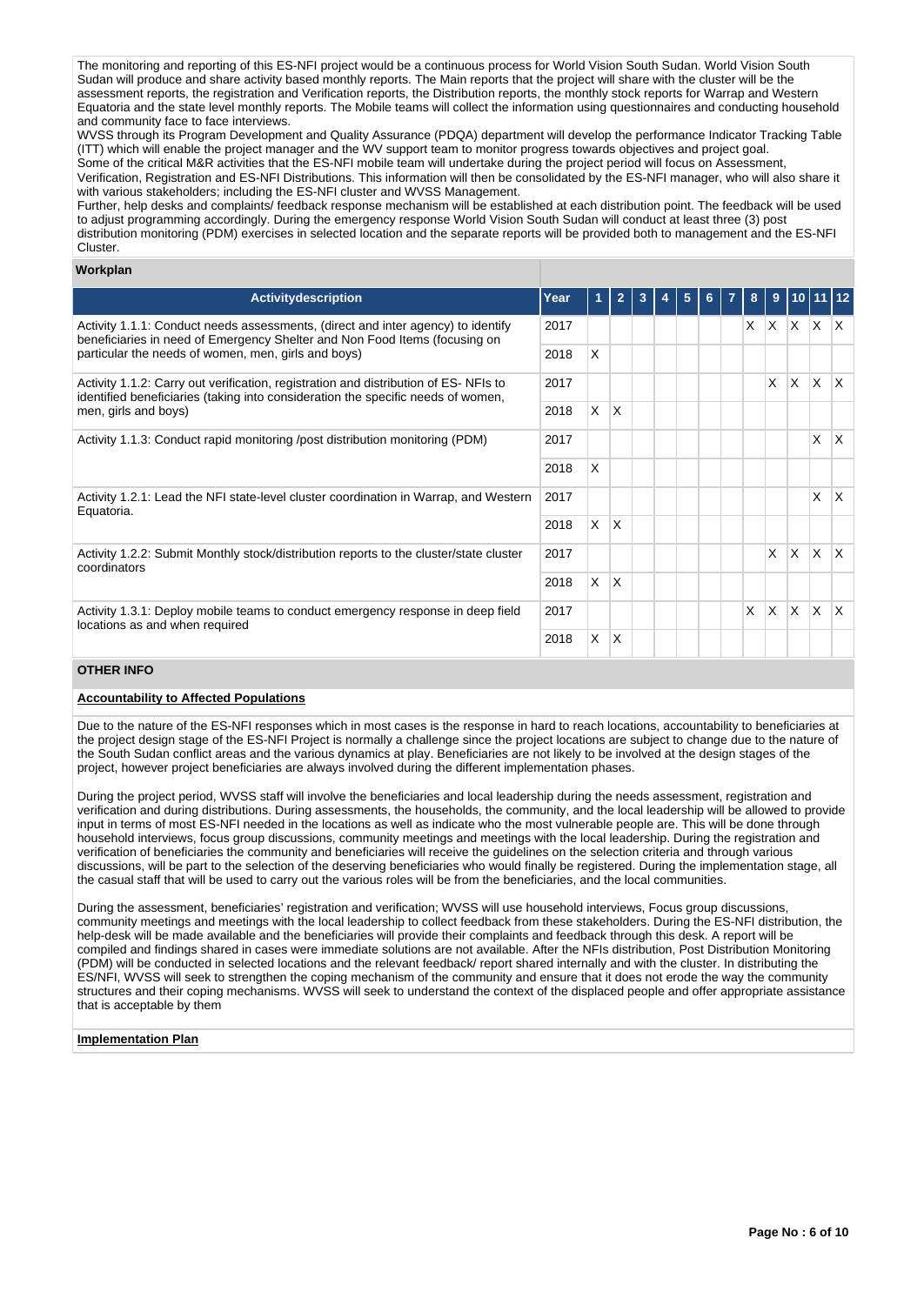The monitoring and reporting of this ES-NFI project would be a continuous process for World Vision South Sudan. World Vision South Sudan will produce and share activity based monthly reports. The Main reports that the project will share with the cluster will be the assessment reports, the registration and Verification reports, the Distribution reports, the monthly stock reports for Warrap and Western Equatoria and the state level monthly reports. The Mobile teams will collect the information using questionnaires and conducting household and community face to face interviews.
WVSS through its Program Development and Quality Assurance (PDQA) department will develop the performance Indicator Tracking Table (ITT) which will enable the project manager and the WV support team to monitor progress towards objectives and project goal.
Some of the critical M&R activities that the ES-NFI mobile team will undertake during the project period will focus on Assessment, Verification, Registration and ES-NFI Distributions. This information will then be consolidated by the ES-NFI manager, who will also share it with various stakeholders; including the ES-NFI cluster and WVSS Management.
Further, help desks and complaints/ feedback response mechanism will be established at each distribution point. The feedback will be used to adjust programming accordingly. During the emergency response World Vision South Sudan will conduct at least three (3) post distribution monitoring (PDM) exercises in selected location and the separate reports will be provided both to management and the ES-NFI Cluster.

**Workplan**

| Activitydescription | Year | 1 | 2 | 3 | 4 | 5 | 6 | 7 | 8 | 9 | 10 | 11 | 12 |
|---|---|---|---|---|---|---|---|---|---|---|---|---|---|
| Activity 1.1.1: Conduct needs assessments, (direct and inter agency) to identify beneficiaries in need of Emergency Shelter and Non Food Items (focusing on particular the needs of women, men, girls and boys) | 2017 | | | | | | | | X | X | X | X | X |
| | 2018 | X | | | | | | | | | | | |
| Activity 1.1.2: Carry out verification, registration and distribution of ES- NFIs to identified beneficiaries (taking into consideration the specific needs of women, men, girls and boys) | 2017 | | | | | | | | | X | X | X | X |
| | 2018 | X | X | | | | | | | | | | |
| Activity 1.1.3: Conduct rapid monitoring /post distribution monitoring (PDM) | 2017 | | | | | | | | | | | X | X |
| | 2018 | X | | | | | | | | | | | |
| Activity 1.2.1: Lead the NFI state-level cluster coordination in Warrap, and Western Equatoria. | 2017 | | | | | | | | | | | X | X |
| | 2018 | X | X | | | | | | | | | | |
| Activity 1.2.2: Submit Monthly stock/distribution reports to the cluster/state cluster coordinators | 2017 | | | | | | | | | X | X | X | X |
| | 2018 | X | X | | | | | | | | | | |
| Activity 1.3.1: Deploy mobile teams to conduct emergency response in deep field locations as and when required | 2017 | | | | | | | | X | X | X | X | X |
| | 2018 | X | X | | | | | | | | | | |

**OTHER INFO**

**Accountability to Affected Populations**

Due to the nature of the ES-NFI responses which in most cases is the response in hard to reach locations, accountability to beneficiaries at the project design stage of the ES-NFI Project is normally a challenge since the project locations are subject to change due to the nature of the South Sudan conflict areas and the various dynamics at play. Beneficiaries are not likely to be involved at the design stages of the project, however project beneficiaries are always involved during the different implementation phases.

During the project period, WVSS staff will involve the beneficiaries and local leadership during the needs assessment, registration and verification and during distributions. During assessments, the households, the community, and the local leadership will be allowed to provide input in terms of most ES-NFI needed in the locations as well as indicate who the most vulnerable people are. This will be done through household interviews, focus group discussions, community meetings and meetings with the local leadership. During the registration and verification of beneficiaries the community and beneficiaries will receive the guidelines on the selection criteria and through various discussions, will be part to the selection of the deserving beneficiaries who would finally be registered. During the implementation stage, all the casual staff that will be used to carry out the various roles will be from the beneficiaries, and the local communities.

During the assessment, beneficiaries' registration and verification; WVSS will use household interviews, Focus group discussions, community meetings and meetings with the local leadership to collect feedback from these stakeholders. During the ES-NFI distribution, the help-desk will be made available and the beneficiaries will provide their complaints and feedback through this desk. A report will be compiled and findings shared in cases were immediate solutions are not available. After the NFIs distribution, Post Distribution Monitoring (PDM) will be conducted in selected locations and the relevant feedback/ report shared internally and with the cluster. In distributing the ES/NFI, WVSS will seek to strengthen the coping mechanism of the community and ensure that it does not erode the way the community structures and their coping mechanisms. WVSS will seek to understand the context of the displaced people and offer appropriate assistance that is acceptable by them

**Implementation Plan**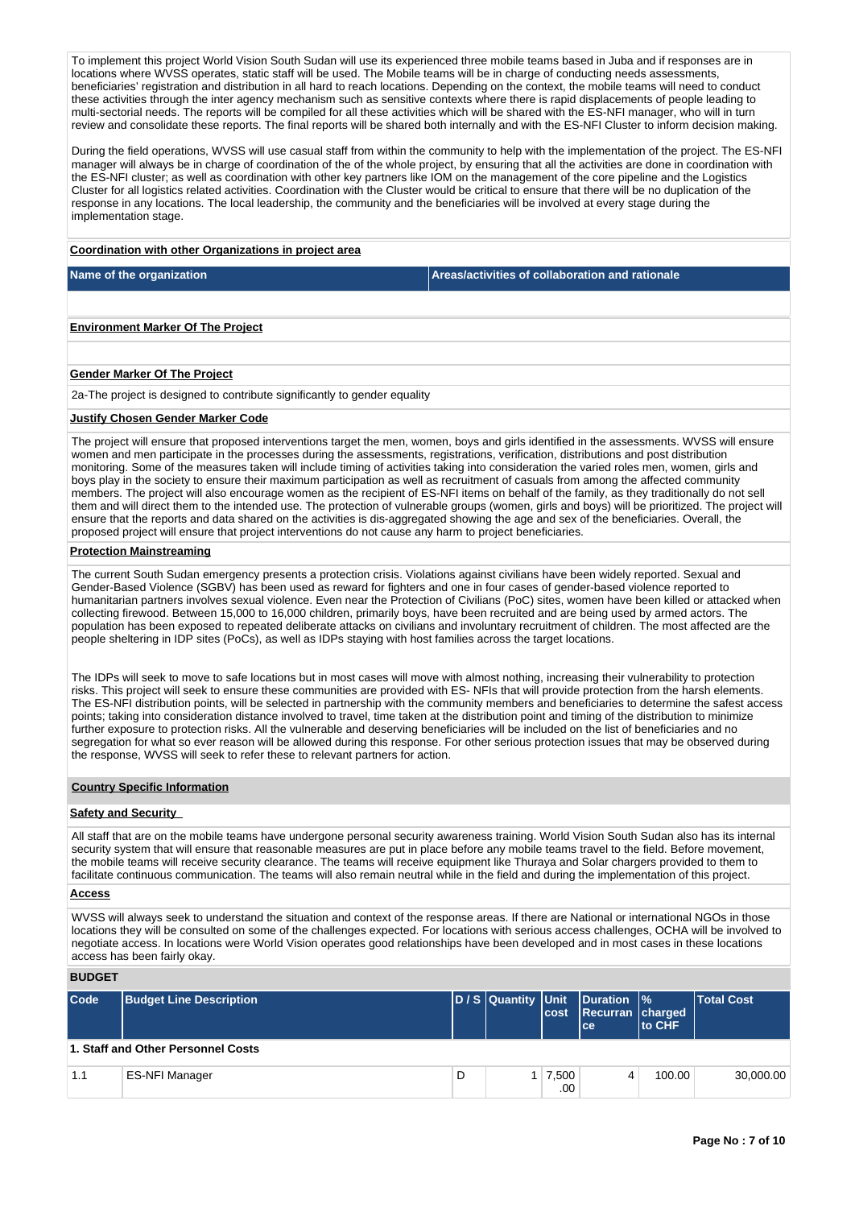To implement this project World Vision South Sudan will use its experienced three mobile teams based in Juba and if responses are in locations where WVSS operates, static staff will be used. The Mobile teams will be in charge of conducting needs assessments, beneficiaries' registration and distribution in all hard to reach locations. Depending on the context, the mobile teams will need to conduct these activities through the inter agency mechanism such as sensitive contexts where there is rapid displacements of people leading to multi-sectorial needs. The reports will be compiled for all these activities which will be shared with the ES-NFI manager, who will in turn review and consolidate these reports. The final reports will be shared both internally and with the ES-NFI Cluster to inform decision making.

During the field operations, WVSS will use casual staff from within the community to help with the implementation of the project. The ES-NFI manager will always be in charge of coordination of the of the whole project, by ensuring that all the activities are done in coordination with the ES-NFI cluster; as well as coordination with other key partners like IOM on the management of the core pipeline and the Logistics Cluster for all logistics related activities. Coordination with the Cluster would be critical to ensure that there will be no duplication of the response in any locations. The local leadership, the community and the beneficiaries will be involved at every stage during the implementation stage.

**Coordination with other Organizations in project area**

| Name of the organization | Areas/activities of collaboration and rationale |
|---|---|
| | |

**Environment Marker Of The Project**

**Gender Marker Of The Project**

2a-The project is designed to contribute significantly to gender equality

**Justify Chosen Gender Marker Code**

The project will ensure that proposed interventions target the men, women, boys and girls identified in the assessments. WVSS will ensure women and men participate in the processes during the assessments, registrations, verification, distributions and post distribution monitoring. Some of the measures taken will include timing of activities taking into consideration the varied roles men, women, girls and boys play in the society to ensure their maximum participation as well as recruitment of casuals from among the affected community members. The project will also encourage women as the recipient of ES-NFI items on behalf of the family, as they traditionally do not sell them and will direct them to the intended use. The protection of vulnerable groups (women, girls and boys) will be prioritized. The project will ensure that the reports and data shared on the activities is dis-aggregated showing the age and sex of the beneficiaries. Overall, the proposed project will ensure that project interventions do not cause any harm to project beneficiaries.

**Protection Mainstreaming**

The current South Sudan emergency presents a protection crisis. Violations against civilians have been widely reported. Sexual and Gender-Based Violence (SGBV) has been used as reward for fighters and one in four cases of gender-based violence reported to humanitarian partners involves sexual violence. Even near the Protection of Civilians (PoC) sites, women have been killed or attacked when collecting firewood. Between 15,000 to 16,000 children, primarily boys, have been recruited and are being used by armed actors. The population has been exposed to repeated deliberate attacks on civilians and involuntary recruitment of children. The most affected are the people sheltering in IDP sites (PoCs), as well as IDPs staying with host families across the target locations.

The IDPs will seek to move to safe locations but in most cases will move with almost nothing, increasing their vulnerability to protection risks. This project will seek to ensure these communities are provided with ES- NFIs that will provide protection from the harsh elements. The ES-NFI distribution points, will be selected in partnership with the community members and beneficiaries to determine the safest access points; taking into consideration distance involved to travel, time taken at the distribution point and timing of the distribution to minimize further exposure to protection risks. All the vulnerable and deserving beneficiaries will be included on the list of beneficiaries and no segregation for what so ever reason will be allowed during this response. For other serious protection issues that may be observed during the response, WVSS will seek to refer these to relevant partners for action.

**Country Specific Information**

**Safety and Security**

All staff that are on the mobile teams have undergone personal security awareness training. World Vision South Sudan also has its internal security system that will ensure that reasonable measures are put in place before any mobile teams travel to the field. Before movement, the mobile teams will receive security clearance. The teams will receive equipment like Thuraya and Solar chargers provided to them to facilitate continuous communication. The teams will also remain neutral while in the field and during the implementation of this project.

**Access**

WVSS will always seek to understand the situation and context of the response areas. If there are National or international NGOs in those locations they will be consulted on some of the challenges expected. For locations with serious access challenges, OCHA will be involved to negotiate access. In locations were World Vision operates good relationships have been developed and in most cases in these locations access has been fairly okay.

**BUDGET**

| Code | Budget Line Description | D / S | Quantity | Unit cost | Duration Recurrance | % charged to CHF | Total Cost |
|---|---|---|---|---|---|---|---|
| **1. Staff and Other Personnel Costs** | | | | | | | |
| 1.1 | ES-NFI Manager | D | 1 | 7,500.00 | 4 | 100.00 | 30,000.00 |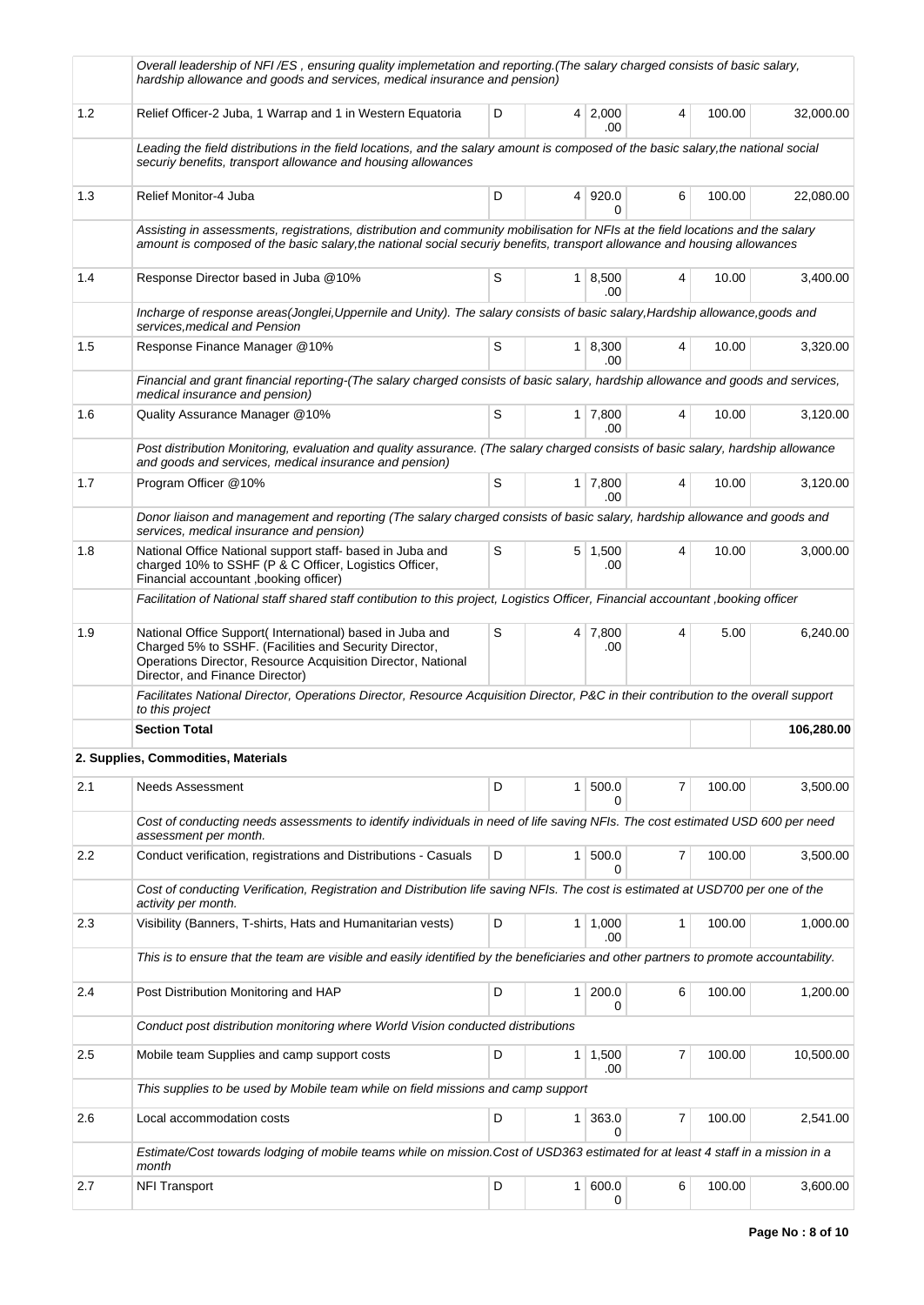| | | | | | | | |
|---|---|---|---|---|---|---|---|
| | *Overall leadership of NFI /ES , ensuring quality implemetation and reporting.(The salary charged consists of basic salary, hardship allowance and goods and services, medical insurance and pension)* | | | | | | |
| 1.2 | Relief Officer-2 Juba, 1 Warrap and 1 in Western Equatoria | D | 4 | 2,000.00 | 4 | 100.00 | 32,000.00 |
| | *Leading the field distributions in the field locations, and the salary amount is composed of the basic salary,the national social securiy benefits, transport allowance and housing allowances* | | | | | | |
| 1.3 | Relief Monitor-4 Juba | D | 4 | 920.00 | 6 | 100.00 | 22,080.00 |
| | *Assisting in assessments, registrations, distribution and community mobilisation for NFIs at the field locations and the salary amount is composed of the basic salary,the national social securiy benefits, transport allowance and housing allowances* | | | | | | |
| 1.4 | Response Director based in Juba @10% | S | 1 | 8,500.00 | 4 | 10.00 | 3,400.00 |
| | *Incharge of response areas(Jonglei,Uppernile and Unity). The salary consists of basic salary,Hardship allowance,goods and services,medical and Pension* | | | | | | |
| 1.5 | Response Finance Manager @10% | S | 1 | 8,300.00 | 4 | 10.00 | 3,320.00 |
| | *Financial and grant financial reporting-(The salary charged consists of basic salary, hardship allowance and goods and services, medical insurance and pension)* | | | | | | |
| 1.6 | Quality Assurance Manager @10% | S | 1 | 7,800.00 | 4 | 10.00 | 3,120.00 |
| | *Post distribution Monitoring, evaluation and quality assurance. (The salary charged consists of basic salary, hardship allowance and goods and services, medical insurance and pension)* | | | | | | |
| 1.7 | Program Officer @10% | S | 1 | 7,800.00 | 4 | 10.00 | 3,120.00 |
| | *Donor liaison and management and reporting (The salary charged consists of basic salary, hardship allowance and goods and services, medical insurance and pension)* | | | | | | |
| 1.8 | National Office National support staff- based in Juba and charged 10% to SSHF (P & C Officer, Logistics Officer, Financial accountant ,booking officer) | S | 5 | 1,500.00 | 4 | 10.00 | 3,000.00 |
| | *Facilitation of National staff shared staff contibution to this project, Logistics Officer, Financial accountant ,booking officer* | | | | | | |
| 1.9 | National Office Support( International) based in Juba and Charged 5% to SSHF. (Facilities and Security Director, Operations Director, Resource Acquisition Director, National Director, and Finance Director) | S | 4 | 7,800.00 | 4 | 5.00 | 6,240.00 |
| | *Facilitates National Director, Operations Director, Resource Acquisition Director, P&C in their contribution to the overall support to this project* | | | | | | |
| | **Section Total** | | | | | | **106,280.00** |
| | **2. Supplies, Commodities, Materials** | | | | | | |
| 2.1 | Needs Assessment | D | 1 | 500.00 | 7 | 100.00 | 3,500.00 |
| | *Cost of conducting needs assessments to identify individuals in need of life saving NFIs. The cost estimated USD 600 per need assessment per month.* | | | | | | |
| 2.2 | Conduct verification, registrations and Distributions - Casuals | D | 1 | 500.00 | 7 | 100.00 | 3,500.00 |
| | *Cost of conducting Verification, Registration and Distribution life saving NFIs. The cost is estimated at USD700 per one of the activity per month.* | | | | | | |
| 2.3 | Visibility (Banners, T-shirts, Hats and Humanitarian vests) | D | 1 | 1,000.00 | 1 | 100.00 | 1,000.00 |
| | *This is to ensure that the team are visible and easily identified by the beneficiaries and other partners to promote accountability.* | | | | | | |
| 2.4 | Post Distribution Monitoring and HAP | D | 1 | 200.00 | 6 | 100.00 | 1,200.00 |
| | *Conduct post distribution monitoring where World Vision conducted distributions* | | | | | | |
| 2.5 | Mobile team Supplies and camp support costs | D | 1 | 1,500.00 | 7 | 100.00 | 10,500.00 |
| | *This supplies to be used by Mobile team while on field missions and camp support* | | | | | | |
| 2.6 | Local accommodation costs | D | 1 | 363.00 | 7 | 100.00 | 2,541.00 |
| | *Estimate/Cost towards lodging of mobile teams while on mission.Cost of USD363 estimated for at least 4 staff in a mission in a month* | | | | | | |
| 2.7 | NFI Transport | D | 1 | 600.00 | 6 | 100.00 | 3,600.00 |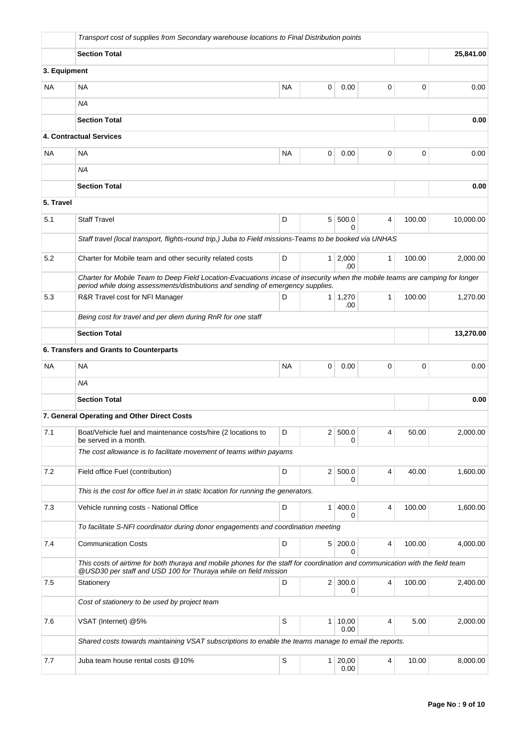| | | | | | | | |
|---|---|---|---|---|---|---|---|
| | *Transport cost of supplies from Secondary warehouse locations to Final Distribution points* | | | | | | |
| | **Section Total** | | | | | | **25,841.00** |
| **3. Equipment** | | | | | | | |
| NA | NA | NA | 0 | 0.00 | 0 | 0 | 0.00 |
| | *NA* | | | | | | |
| | **Section Total** | | | | | | **0.00** |
| | **4. Contractual Services** | | | | | | |
| NA | NA | NA | 0 | 0.00 | 0 | 0 | 0.00 |
| | *NA* | | | | | | |
| | **Section Total** | | | | | | **0.00** |
| **5. Travel** | | | | | | | |
| 5.1 | Staff Travel | D | 5 | 500.00 | 4 | 100.00 | 10,000.00 |
| | *Staff travel (local transport, flights-round trip,) Juba to Field missions-Teams to be booked via UNHAS* | | | | | | |
| 5.2 | Charter for Mobile team and other security related costs | D | 1 | 2,000.00 | 1 | 100.00 | 2,000.00 |
| | *Charter for Mobile Team to Deep Field Location-Evacuations incase of insecurity when the mobile teams are camping for longer period while doing assessments/distributions and sending of emergency supplies.* | | | | | | |
| 5.3 | R&R Travel cost for NFI Manager | D | 1 | 1,270.00 | 1 | 100.00 | 1,270.00 |
| | *Being cost for travel and per diem during RnR for one staff* | | | | | | |
| | **Section Total** | | | | | | **13,270.00** |
| | **6. Transfers and Grants to Counterparts** | | | | | | |
| NA | NA | NA | 0 | 0.00 | 0 | 0 | 0.00 |
| | *NA* | | | | | | |
| | **Section Total** | | | | | | **0.00** |
| | **7. General Operating and Other Direct Costs** | | | | | | |
| 7.1 | Boat/Vehicle fuel and maintenance costs/hire (2 locations to be served in a month. | D | 2 | 500.00 | 4 | 50.00 | 2,000.00 |
| | *The cost allowance is to facilitate movement of teams within payams* | | | | | | |
| 7.2 | Field office Fuel (contribution) | D | 2 | 500.00 | 4 | 40.00 | 1,600.00 |
| | *This is the cost for office fuel in in static location for running the generators.* | | | | | | |
| 7.3 | Vehicle running costs - National Office | D | 1 | 400.00 | 4 | 100.00 | 1,600.00 |
| | *To facilitate S-NFI coordinator during donor engagements and coordination meeting* | | | | | | |
| 7.4 | Communication Costs | D | 5 | 200.00 | 4 | 100.00 | 4,000.00 |
| | *This costs of airtime for both thuraya and mobile phones for the staff for coordination and communication with the field team @USD30 per staff and USD 100 for Thuraya while on field mission* | | | | | | |
| 7.5 | Stationery | D | 2 | 300.00 | 4 | 100.00 | 2,400.00 |
| | *Cost of stationery to be used by project team* | | | | | | |
| 7.6 | VSAT (Internet) @5% | S | 1 | 10,000.00 | 4 | 5.00 | 2,000.00 |
| | *Shared costs towards maintaining VSAT subscriptions to enable the teams manage to email the reports.* | | | | | | |
| 7.7 | Juba team house rental costs @10% | S | 1 | 20,000.00 | 4 | 10.00 | 8,000.00 |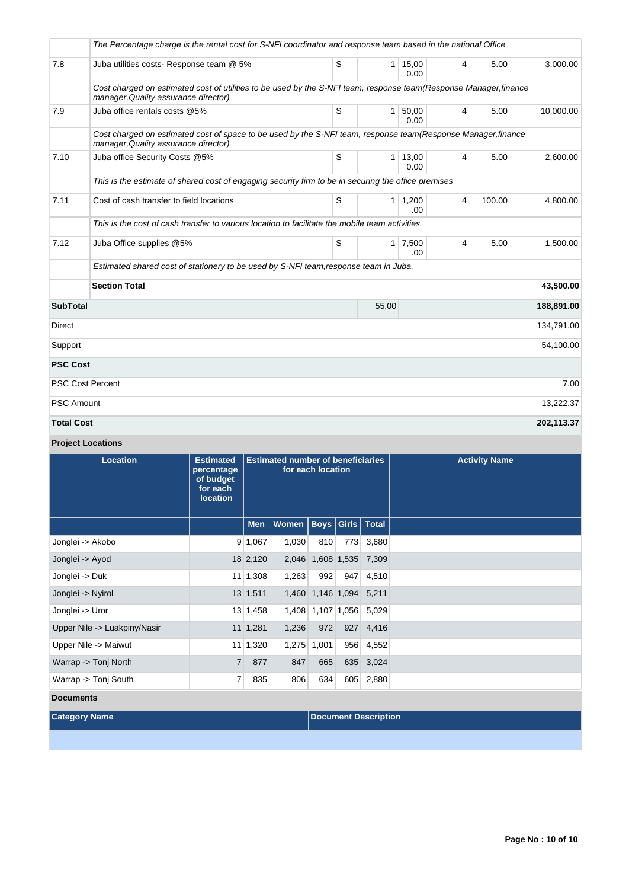| | | | | | | | |
|---|---|---|---|---|---|---|---|
| | *The Percentage charge is the rental cost for S-NFI coordinator and response team based in the national Office* | | | | | | |
| 7.8 | Juba utilities costs- Response team @ 5% | S | 1 | 15,000.00 | 4 | 5.00 | 3,000.00 |
| | *Cost charged on estimated cost of utilities to be used by the S-NFI team, response team(Response Manager,finance manager,Quality assurance director)* | | | | | | |
| 7.9 | Juba office rentals costs @5% | S | 1 | 50,000.00 | 4 | 5.00 | 10,000.00 |
| | *Cost charged on estimated cost of space to be used by the S-NFI team, response team(Response Manager,finance manager,Quality assurance director)* | | | | | | |
| 7.10 | Juba office Security Costs @5% | S | 1 | 13,000.00 | 4 | 5.00 | 2,600.00 |
| | *This is the estimate of shared cost of engaging security firm to be in securing the office premises* | | | | | | |
| 7.11 | Cost of cash transfer to field locations | S | 1 | 1,200.00 | 4 | 100.00 | 4,800.00 |
| | *This is the cost of cash transfer to various location to facilitate the mobile team activities* | | | | | | |
| 7.12 | Juba Office supplies @5% | S | 1 | 7,500.00 | 4 | 5.00 | 1,500.00 |
| | *Estimated shared cost of stationery to be used by S-NFI team,response team in Juba.* | | | | | | |
| | **Section Total** | | | | | | **43,500.00** |
| **SubTotal** | | | 55.00 | | | | **188,891.00** |
| Direct | | | | | | | 134,791.00 |
| Support | | | | | | | 54,100.00 |
| **PSC Cost** | | | | | | | |
| PSC Cost Percent | | | | | | | 7.00 |
| PSC Amount | | | | | | | 13,222.37 |
| **Total Cost** | | | | | | | **202,113.37** |

**Project Locations**

| Location | Estimated percentage of budget for each location | Estimated number of beneficiaries for each location | | | | | Activity Name |
|---|---|---|---|---|---|---|---|
| | | Men | Women | Boys | Girls | Total | |
| Jonglei -> Akobo | 9 | 1,067 | 1,030 | 810 | 773 | 3,680 | |
| Jonglei -> Ayod | 18 | 2,120 | 2,046 | 1,608 | 1,535 | 7,309 | |
| Jonglei -> Duk | 11 | 1,308 | 1,263 | 992 | 947 | 4,510 | |
| Jonglei -> Nyirol | 13 | 1,511 | 1,460 | 1,146 | 1,094 | 5,211 | |
| Jonglei -> Uror | 13 | 1,458 | 1,408 | 1,107 | 1,056 | 5,029 | |
| Upper Nile -> Luakpiny/Nasir | 11 | 1,281 | 1,236 | 972 | 927 | 4,416 | |
| Upper Nile -> Maiwut | 11 | 1,320 | 1,275 | 1,001 | 956 | 4,552 | |
| Warrap -> Tonj North | 7 | 877 | 847 | 665 | 635 | 3,024 | |
| Warrap -> Tonj South | 7 | 835 | 806 | 634 | 605 | 2,880 | |

**Documents**

| Category Name | Document Description |
|---|---|
| | |